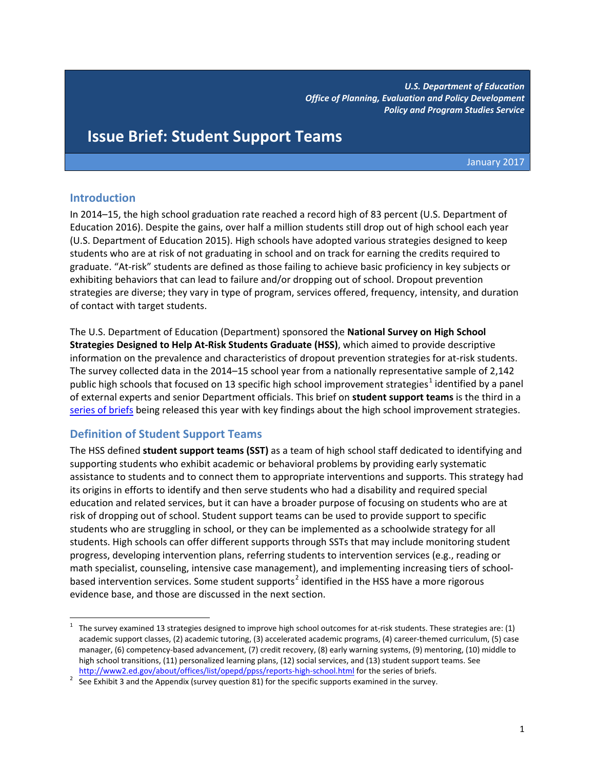*U.S. Department of Education*
*Office of Planning, Evaluation and Policy Development*
*Policy and Program Studies Service*

# Issue Brief: Student Support Teams

January 2017

## Introduction

In 2014–15, the high school graduation rate reached a record high of 83 percent (U.S. Department of Education 2016). Despite the gains, over half a million students still drop out of high school each year (U.S. Department of Education 2015). High schools have adopted various strategies designed to keep students who are at risk of not graduating in school and on track for earning the credits required to graduate. "At-risk" students are defined as those failing to achieve basic proficiency in key subjects or exhibiting behaviors that can lead to failure and/or dropping out of school. Dropout prevention strategies are diverse; they vary in type of program, services offered, frequency, intensity, and duration of contact with target students.

The U.S. Department of Education (Department) sponsored the **National Survey on High School Strategies Designed to Help At-Risk Students Graduate (HSS)**, which aimed to provide descriptive information on the prevalence and characteristics of dropout prevention strategies for at-risk students. The survey collected data in the 2014–15 school year from a nationally representative sample of 2,142 public high schools that focused on 13 specific high school improvement strategies[1] identified by a panel of external experts and senior Department officials. This brief on **student support teams** is the third in a series of briefs being released this year with key findings about the high school improvement strategies.

## Definition of Student Support Teams

The HSS defined **student support teams (SST)** as a team of high school staff dedicated to identifying and supporting students who exhibit academic or behavioral problems by providing early systematic assistance to students and to connect them to appropriate interventions and supports. This strategy had its origins in efforts to identify and then serve students who had a disability and required special education and related services, but it can have a broader purpose of focusing on students who are at risk of dropping out of school. Student support teams can be used to provide support to specific students who are struggling in school, or they can be implemented as a schoolwide strategy for all students. High schools can offer different supports through SSTs that may include monitoring student progress, developing intervention plans, referring students to intervention services (e.g., reading or math specialist, counseling, intensive case management), and implementing increasing tiers of school-based intervention services. Some student supports[2] identified in the HSS have a more rigorous evidence base, and those are discussed in the next section.

---

[1] The survey examined 13 strategies designed to improve high school outcomes for at-risk students. These strategies are: (1) academic support classes, (2) academic tutoring, (3) accelerated academic programs, (4) career-themed curriculum, (5) case manager, (6) competency-based advancement, (7) credit recovery, (8) early warning systems, (9) mentoring, (10) middle to high school transitions, (11) personalized learning plans, (12) social services, and (13) student support teams. See http://www2.ed.gov/about/offices/list/opepd/ppss/reports-high-school.html for the series of briefs.

[2] See Exhibit 3 and the Appendix (survey question 81) for the specific supports examined in the survey.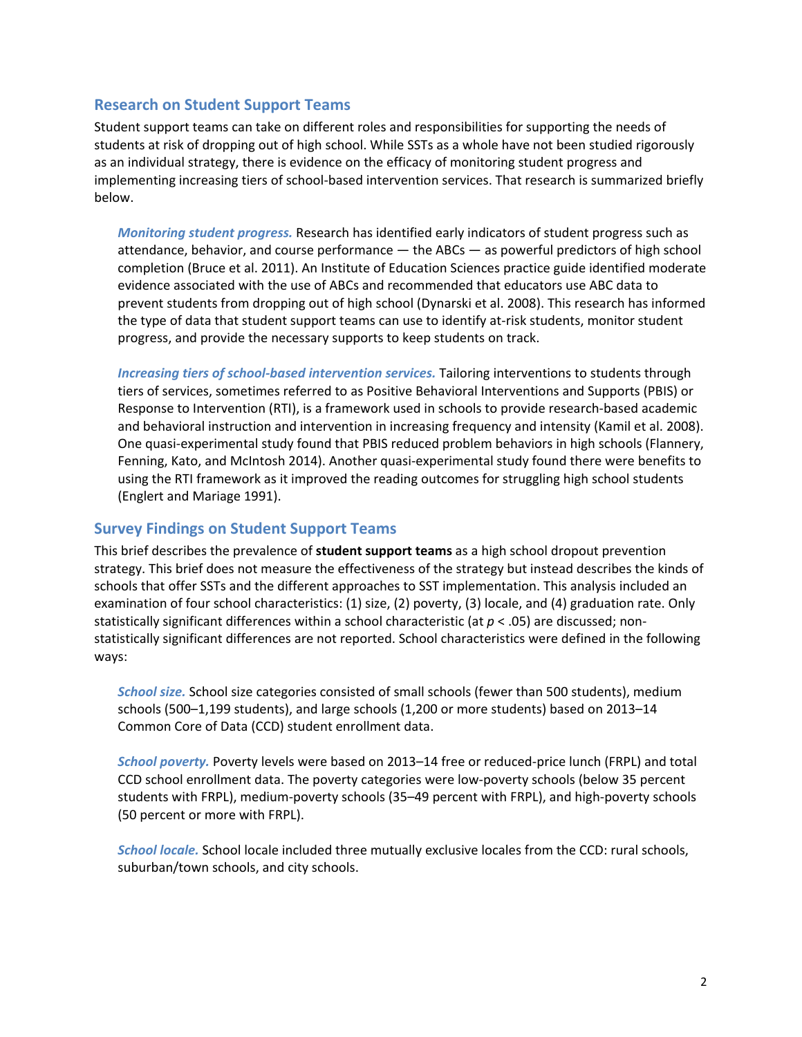## Research on Student Support Teams

Student support teams can take on different roles and responsibilities for supporting the needs of students at risk of dropping out of high school. While SSTs as a whole have not been studied rigorously as an individual strategy, there is evidence on the efficacy of monitoring student progress and implementing increasing tiers of school-based intervention services. That research is summarized briefly below.

***Monitoring student progress.*** Research has identified early indicators of student progress such as attendance, behavior, and course performance — the ABCs — as powerful predictors of high school completion (Bruce et al. 2011). An Institute of Education Sciences practice guide identified moderate evidence associated with the use of ABCs and recommended that educators use ABC data to prevent students from dropping out of high school (Dynarski et al. 2008). This research has informed the type of data that student support teams can use to identify at-risk students, monitor student progress, and provide the necessary supports to keep students on track.

***Increasing tiers of school-based intervention services.*** Tailoring interventions to students through tiers of services, sometimes referred to as Positive Behavioral Interventions and Supports (PBIS) or Response to Intervention (RTI), is a framework used in schools to provide research-based academic and behavioral instruction and intervention in increasing frequency and intensity (Kamil et al. 2008). One quasi-experimental study found that PBIS reduced problem behaviors in high schools (Flannery, Fenning, Kato, and McIntosh 2014). Another quasi-experimental study found there were benefits to using the RTI framework as it improved the reading outcomes for struggling high school students (Englert and Mariage 1991).

## Survey Findings on Student Support Teams

This brief describes the prevalence of **student support teams** as a high school dropout prevention strategy. This brief does not measure the effectiveness of the strategy but instead describes the kinds of schools that offer SSTs and the different approaches to SST implementation. This analysis included an examination of four school characteristics: (1) size, (2) poverty, (3) locale, and (4) graduation rate. Only statistically significant differences within a school characteristic (at $p < .05$) are discussed; non-statistically significant differences are not reported. School characteristics were defined in the following ways:

***School size.*** School size categories consisted of small schools (fewer than 500 students), medium schools (500–1,199 students), and large schools (1,200 or more students) based on 2013–14 Common Core of Data (CCD) student enrollment data.

***School poverty.*** Poverty levels were based on 2013–14 free or reduced-price lunch (FRPL) and total CCD school enrollment data. The poverty categories were low-poverty schools (below 35 percent students with FRPL), medium-poverty schools (35–49 percent with FRPL), and high-poverty schools (50 percent or more with FRPL).

***School locale.*** School locale included three mutually exclusive locales from the CCD: rural schools, suburban/town schools, and city schools.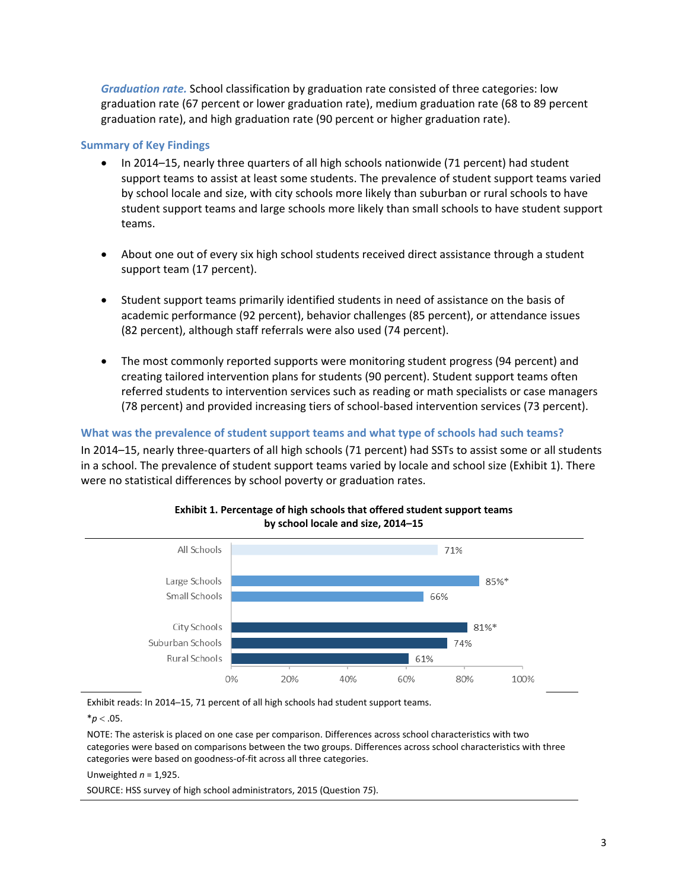***Graduation rate.*** School classification by graduation rate consisted of three categories: low graduation rate (67 percent or lower graduation rate), medium graduation rate (68 to 89 percent graduation rate), and high graduation rate (90 percent or higher graduation rate).

### Summary of Key Findings

- In 2014–15, nearly three quarters of all high schools nationwide (71 percent) had student support teams to assist at least some students. The prevalence of student support teams varied by school locale and size, with city schools more likely than suburban or rural schools to have student support teams and large schools more likely than small schools to have student support teams.
- About one out of every six high school students received direct assistance through a student support team (17 percent).
- Student support teams primarily identified students in need of assistance on the basis of academic performance (92 percent), behavior challenges (85 percent), or attendance issues (82 percent), although staff referrals were also used (74 percent).
- The most commonly reported supports were monitoring student progress (94 percent) and creating tailored intervention plans for students (90 percent). Student support teams often referred students to intervention services such as reading or math specialists or case managers (78 percent) and provided increasing tiers of school-based intervention services (73 percent).

### What was the prevalence of student support teams and what type of schools had such teams?

In 2014–15, nearly three-quarters of all high schools (71 percent) had SSTs to assist some or all students in a school. The prevalence of student support teams varied by locale and school size (Exhibit 1). There were no statistical differences by school poverty or graduation rates.

**Exhibit 1. Percentage of high schools that offered student support teams by school locale and size, 2014–15**

| School type | Percentage |
|---|---|
| All Schools | 71% |
| Large Schools | 85%* |
| Small Schools | 66% |
| City Schools | 81%* |
| Suburban Schools | 74% |
| Rural Schools | 61% |

Exhibit reads: In 2014–15, 71 percent of all high schools had student support teams.

$*p < .05$.

NOTE: The asterisk is placed on one case per comparison. Differences across school characteristics with two categories were based on comparisons between the two groups. Differences across school characteristics with three categories were based on goodness-of-fit across all three categories.

Unweighted $n$ = 1,925.

SOURCE: HSS survey of high school administrators, 2015 (Question 75).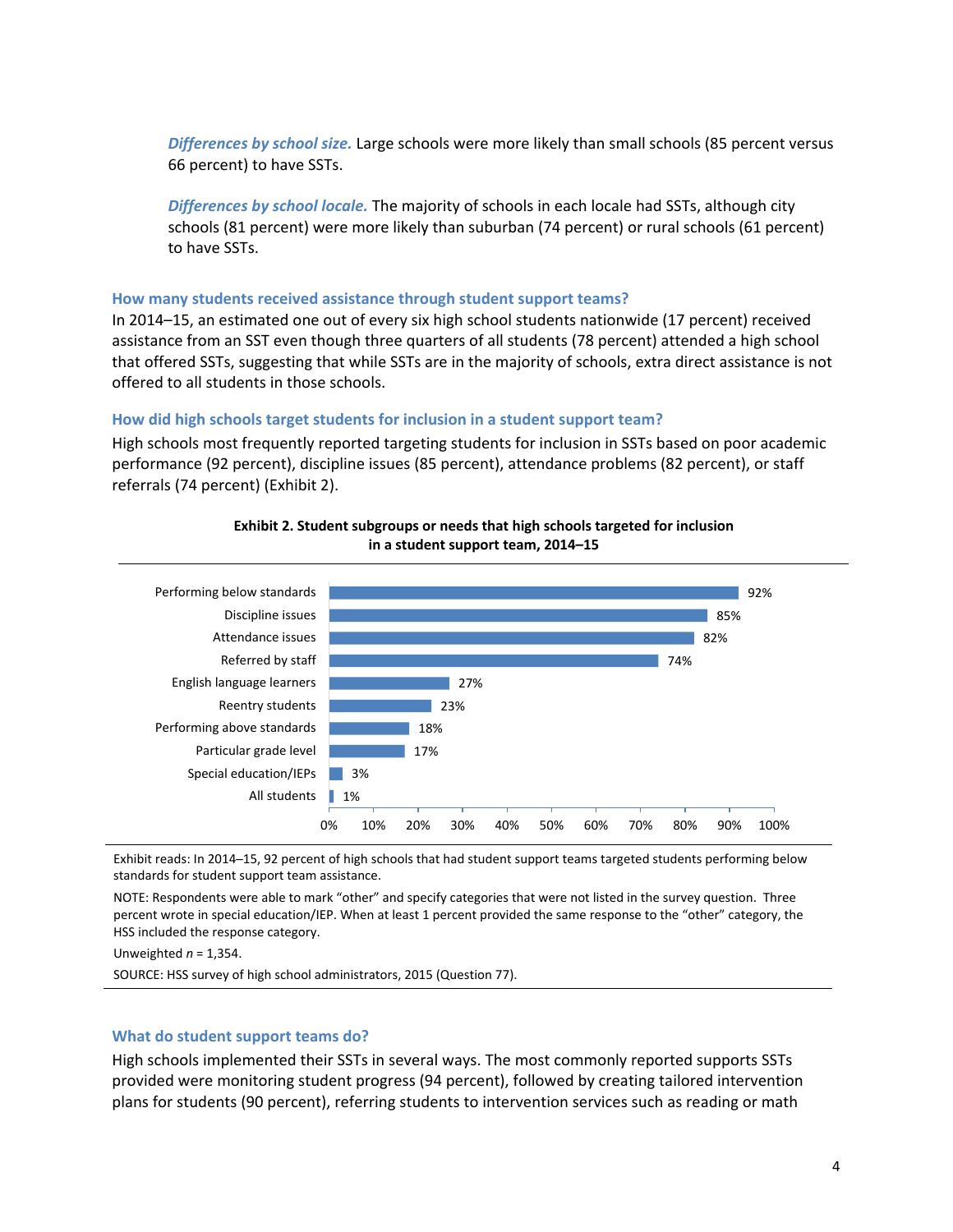***Differences by school size.*** Large schools were more likely than small schools (85 percent versus 66 percent) to have SSTs.

***Differences by school locale.*** The majority of schools in each locale had SSTs, although city schools (81 percent) were more likely than suburban (74 percent) or rural schools (61 percent) to have SSTs.

### How many students received assistance through student support teams?

In 2014–15, an estimated one out of every six high school students nationwide (17 percent) received assistance from an SST even though three quarters of all students (78 percent) attended a high school that offered SSTs, suggesting that while SSTs are in the majority of schools, extra direct assistance is not offered to all students in those schools.

### How did high schools target students for inclusion in a student support team?

High schools most frequently reported targeting students for inclusion in SSTs based on poor academic performance (92 percent), discipline issues (85 percent), attendance problems (82 percent), or staff referrals (74 percent) (Exhibit 2).

**Exhibit 2. Student subgroups or needs that high schools targeted for inclusion in a student support team, 2014–15**

| Student subgroup or need | Percent |
|---|---|
| Performing below standards | 92% |
| Discipline issues | 85% |
| Attendance issues | 82% |
| Referred by staff | 74% |
| English language learners | 27% |
| Reentry students | 23% |
| Performing above standards | 18% |
| Particular grade level | 17% |
| Special education/IEPs | 3% |
| All students | 1% |

Exhibit reads: In 2014–15, 92 percent of high schools that had student support teams targeted students performing below standards for student support team assistance.

NOTE: Respondents were able to mark "other" and specify categories that were not listed in the survey question. Three percent wrote in special education/IEP. When at least 1 percent provided the same response to the "other" category, the HSS included the response category.

Unweighted *n* = 1,354.

SOURCE: HSS survey of high school administrators, 2015 (Question 77).

### What do student support teams do?

High schools implemented their SSTs in several ways. The most commonly reported supports SSTs provided were monitoring student progress (94 percent), followed by creating tailored intervention plans for students (90 percent), referring students to intervention services such as reading or math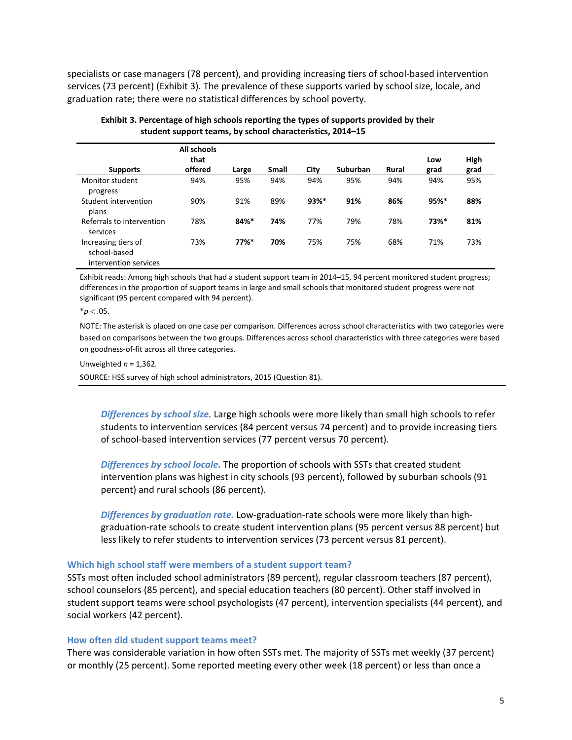specialists or case managers (78 percent), and providing increasing tiers of school-based intervention services (73 percent) (Exhibit 3). The prevalence of these supports varied by school size, locale, and graduation rate; there were no statistical differences by school poverty.

**Exhibit 3. Percentage of high schools reporting the types of supports provided by their student support teams, by school characteristics, 2014–15**

| Supports | All schools that offered | Large | Small | City | Suburban | Rural | Low grad | High grad |
|---|---|---|---|---|---|---|---|---|
| Monitor student progress | 94% | 95% | 94% | 94% | 95% | 94% | 94% | 95% |
| Student intervention plans | 90% | 91% | 89% | **93%*** | **91%** | **86%** | **95%*** | **88%** |
| Referrals to intervention services | 78% | **84%*** | **74%** | 77% | 79% | 78% | **73%*** | **81%** |
| Increasing tiers of school-based intervention services | 73% | **77%*** | **70%** | 75% | 75% | 68% | 71% | 73% |

Exhibit reads: Among high schools that had a student support team in 2014–15, 94 percent monitored student progress; differences in the proportion of support teams in large and small schools that monitored student progress were not significant (95 percent compared with 94 percent).

*$p < .05$.

NOTE: The asterisk is placed on one case per comparison. Differences across school characteristics with two categories were based on comparisons between the two groups. Differences across school characteristics with three categories were based on goodness-of-fit across all three categories.

Unweighted $n$ = 1,362.

SOURCE: HSS survey of high school administrators, 2015 (Question 81).

***Differences by school size.*** Large high schools were more likely than small high schools to refer students to intervention services (84 percent versus 74 percent) and to provide increasing tiers of school-based intervention services (77 percent versus 70 percent).

***Differences by school locale.*** The proportion of schools with SSTs that created student intervention plans was highest in city schools (93 percent), followed by suburban schools (91 percent) and rural schools (86 percent).

***Differences by graduation rate.*** Low-graduation-rate schools were more likely than high-graduation-rate schools to create student intervention plans (95 percent versus 88 percent) but less likely to refer students to intervention services (73 percent versus 81 percent).

### Which high school staff were members of a student support team?

SSTs most often included school administrators (89 percent), regular classroom teachers (87 percent), school counselors (85 percent), and special education teachers (80 percent). Other staff involved in student support teams were school psychologists (47 percent), intervention specialists (44 percent), and social workers (42 percent).

### How often did student support teams meet?

There was considerable variation in how often SSTs met. The majority of SSTs met weekly (37 percent) or monthly (25 percent). Some reported meeting every other week (18 percent) or less than once a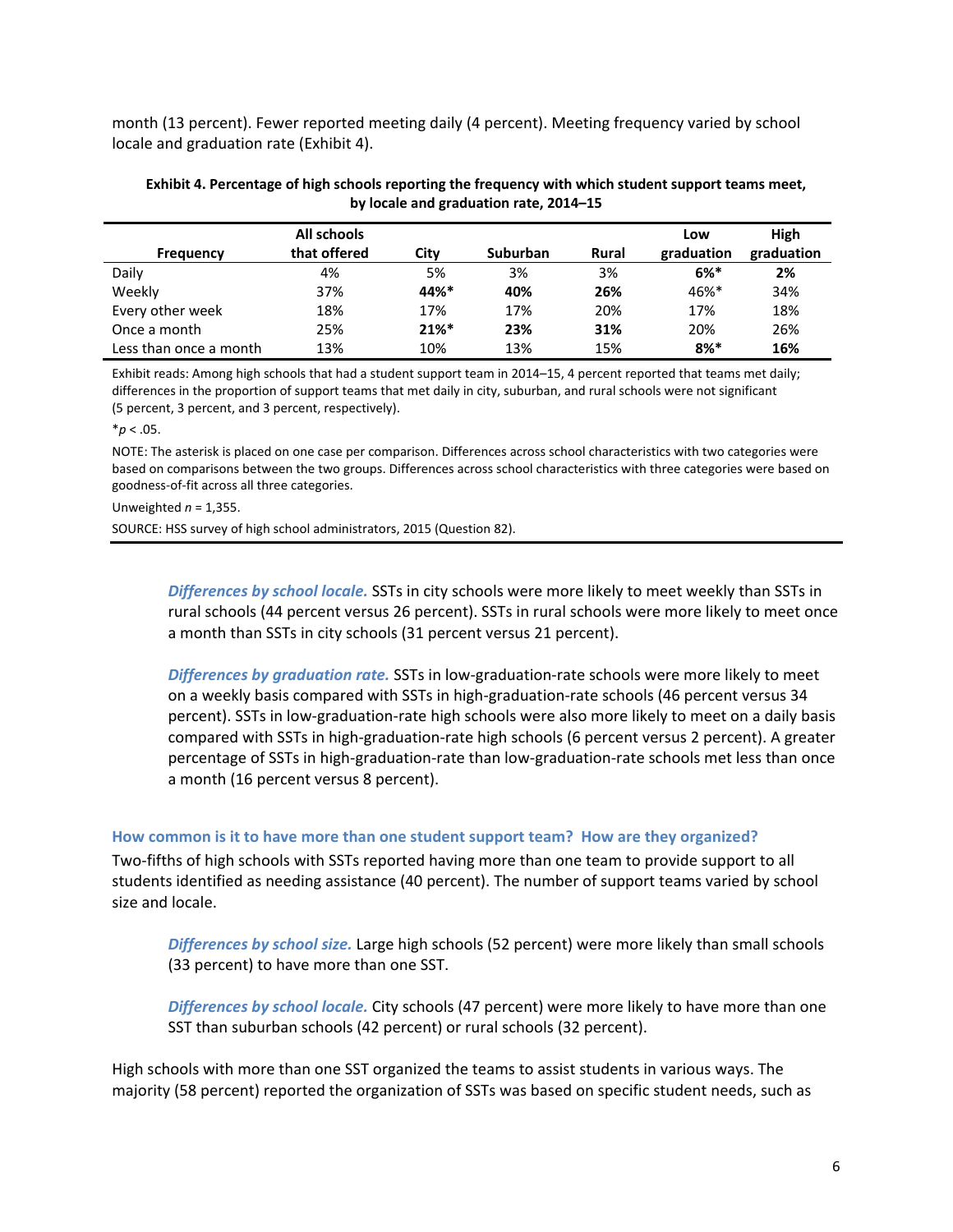month (13 percent). Fewer reported meeting daily (4 percent). Meeting frequency varied by school locale and graduation rate (Exhibit 4).

**Exhibit 4. Percentage of high schools reporting the frequency with which student support teams meet, by locale and graduation rate, 2014–15**

| Frequency | All schools that offered | City | Suburban | Rural | Low graduation | High graduation |
|---|---|---|---|---|---|---|
| Daily | 4% | 5% | 3% | 3% | **6%*** | **2%** |
| Weekly | 37% | **44%*** | **40%** | **26%** | 46%* | 34% |
| Every other week | 18% | 17% | 17% | 20% | 17% | 18% |
| Once a month | 25% | **21%*** | **23%** | **31%** | 20% | 26% |
| Less than once a month | 13% | 10% | 13% | 15% | **8%*** | **16%** |

Exhibit reads: Among high schools that had a student support team in 2014–15, 4 percent reported that teams met daily; differences in the proportion of support teams that met daily in city, suburban, and rural schools were not significant (5 percent, 3 percent, and 3 percent, respectively).

*$p < .05$.

NOTE: The asterisk is placed on one case per comparison. Differences across school characteristics with two categories were based on comparisons between the two groups. Differences across school characteristics with three categories were based on goodness-of-fit across all three categories.

Unweighted $n = 1,355$.

SOURCE: HSS survey of high school administrators, 2015 (Question 82).

***Differences by school locale.*** SSTs in city schools were more likely to meet weekly than SSTs in rural schools (44 percent versus 26 percent). SSTs in rural schools were more likely to meet once a month than SSTs in city schools (31 percent versus 21 percent).

***Differences by graduation rate.*** SSTs in low-graduation-rate schools were more likely to meet on a weekly basis compared with SSTs in high-graduation-rate schools (46 percent versus 34 percent). SSTs in low-graduation-rate high schools were also more likely to meet on a daily basis compared with SSTs in high-graduation-rate high schools (6 percent versus 2 percent). A greater percentage of SSTs in high-graduation-rate than low-graduation-rate schools met less than once a month (16 percent versus 8 percent).

### How common is it to have more than one student support team? How are they organized?

Two-fifths of high schools with SSTs reported having more than one team to provide support to all students identified as needing assistance (40 percent). The number of support teams varied by school size and locale.

***Differences by school size.*** Large high schools (52 percent) were more likely than small schools (33 percent) to have more than one SST.

***Differences by school locale.*** City schools (47 percent) were more likely to have more than one SST than suburban schools (42 percent) or rural schools (32 percent).

High schools with more than one SST organized the teams to assist students in various ways. The majority (58 percent) reported the organization of SSTs was based on specific student needs, such as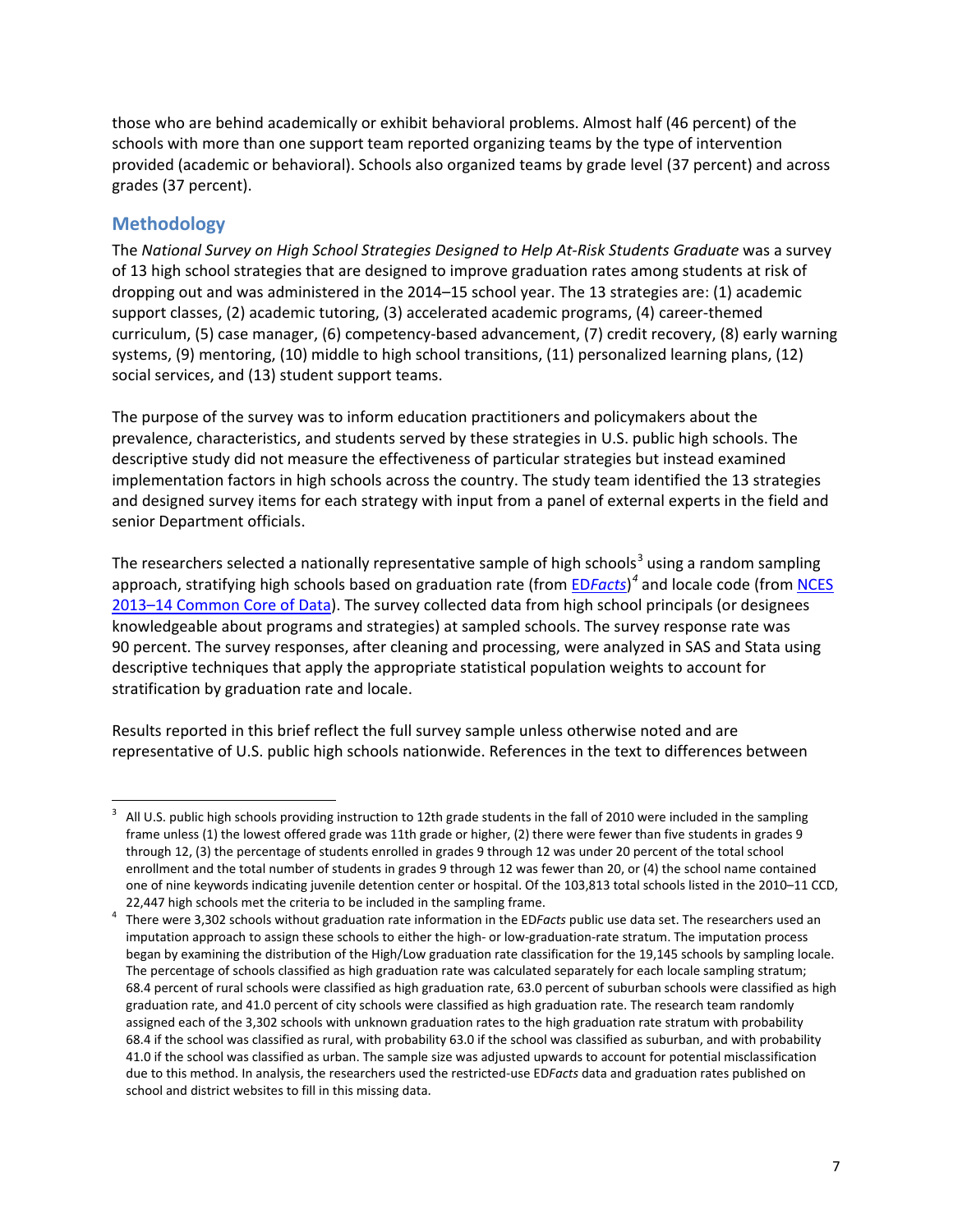those who are behind academically or exhibit behavioral problems. Almost half (46 percent) of the schools with more than one support team reported organizing teams by the type of intervention provided (academic or behavioral). Schools also organized teams by grade level (37 percent) and across grades (37 percent).

## Methodology

The *National Survey on High School Strategies Designed to Help At-Risk Students Graduate* was a survey of 13 high school strategies that are designed to improve graduation rates among students at risk of dropping out and was administered in the 2014–15 school year. The 13 strategies are: (1) academic support classes, (2) academic tutoring, (3) accelerated academic programs, (4) career-themed curriculum, (5) case manager, (6) competency-based advancement, (7) credit recovery, (8) early warning systems, (9) mentoring, (10) middle to high school transitions, (11) personalized learning plans, (12) social services, and (13) student support teams.

The purpose of the survey was to inform education practitioners and policymakers about the prevalence, characteristics, and students served by these strategies in U.S. public high schools. The descriptive study did not measure the effectiveness of particular strategies but instead examined implementation factors in high schools across the country. The study team identified the 13 strategies and designed survey items for each strategy with input from a panel of external experts in the field and senior Department officials.

The researchers selected a nationally representative sample of high schools[3] using a random sampling approach, stratifying high schools based on graduation rate (from ED*Facts*)[4] and locale code (from NCES 2013–14 Common Core of Data). The survey collected data from high school principals (or designees knowledgeable about programs and strategies) at sampled schools. The survey response rate was 90 percent. The survey responses, after cleaning and processing, were analyzed in SAS and Stata using descriptive techniques that apply the appropriate statistical population weights to account for stratification by graduation rate and locale.

Results reported in this brief reflect the full survey sample unless otherwise noted and are representative of U.S. public high schools nationwide. References in the text to differences between

---

[3] All U.S. public high schools providing instruction to 12th grade students in the fall of 2010 were included in the sampling frame unless (1) the lowest offered grade was 11th grade or higher, (2) there were fewer than five students in grades 9 through 12, (3) the percentage of students enrolled in grades 9 through 12 was under 20 percent of the total school enrollment and the total number of students in grades 9 through 12 was fewer than 20, or (4) the school name contained one of nine keywords indicating juvenile detention center or hospital. Of the 103,813 total schools listed in the 2010–11 CCD, 22,447 high schools met the criteria to be included in the sampling frame.

[4] There were 3,302 schools without graduation rate information in the ED*Facts* public use data set. The researchers used an imputation approach to assign these schools to either the high- or low-graduation-rate stratum. The imputation process began by examining the distribution of the High/Low graduation rate classification for the 19,145 schools by sampling locale. The percentage of schools classified as high graduation rate was calculated separately for each locale sampling stratum; 68.4 percent of rural schools were classified as high graduation rate, 63.0 percent of suburban schools were classified as high graduation rate, and 41.0 percent of city schools were classified as high graduation rate. The research team randomly assigned each of the 3,302 schools with unknown graduation rates to the high graduation rate stratum with probability 68.4 if the school was classified as rural, with probability 63.0 if the school was classified as suburban, and with probability 41.0 if the school was classified as urban. The sample size was adjusted upwards to account for potential misclassification due to this method. In analysis, the researchers used the restricted-use ED*Facts* data and graduation rates published on school and district websites to fill in this missing data.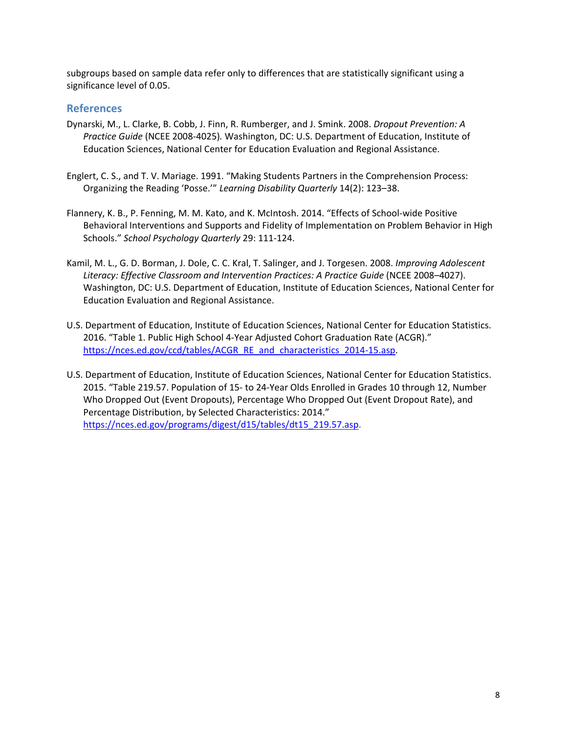subgroups based on sample data refer only to differences that are statistically significant using a significance level of 0.05.

## References

Dynarski, M., L. Clarke, B. Cobb, J. Finn, R. Rumberger, and J. Smink. 2008. *Dropout Prevention: A Practice Guide* (NCEE 2008-4025). Washington, DC: U.S. Department of Education, Institute of Education Sciences, National Center for Education Evaluation and Regional Assistance.

Englert, C. S., and T. V. Mariage. 1991. "Making Students Partners in the Comprehension Process: Organizing the Reading 'Posse.'" *Learning Disability Quarterly* 14(2): 123–38.

Flannery, K. B., P. Fenning, M. M. Kato, and K. McIntosh. 2014. "Effects of School-wide Positive Behavioral Interventions and Supports and Fidelity of Implementation on Problem Behavior in High Schools." *School Psychology Quarterly* 29: 111-124.

Kamil, M. L., G. D. Borman, J. Dole, C. C. Kral, T. Salinger, and J. Torgesen. 2008. *Improving Adolescent Literacy: Effective Classroom and Intervention Practices: A Practice Guide* (NCEE 2008–4027). Washington, DC: U.S. Department of Education, Institute of Education Sciences, National Center for Education Evaluation and Regional Assistance.

U.S. Department of Education, Institute of Education Sciences, National Center for Education Statistics. 2016. "Table 1. Public High School 4-Year Adjusted Cohort Graduation Rate (ACGR)." https://nces.ed.gov/ccd/tables/ACGR_RE_and_characteristics_2014-15.asp.

U.S. Department of Education, Institute of Education Sciences, National Center for Education Statistics. 2015. "Table 219.57. Population of 15- to 24-Year Olds Enrolled in Grades 10 through 12, Number Who Dropped Out (Event Dropouts), Percentage Who Dropped Out (Event Dropout Rate), and Percentage Distribution, by Selected Characteristics: 2014." https://nces.ed.gov/programs/digest/d15/tables/dt15_219.57.asp.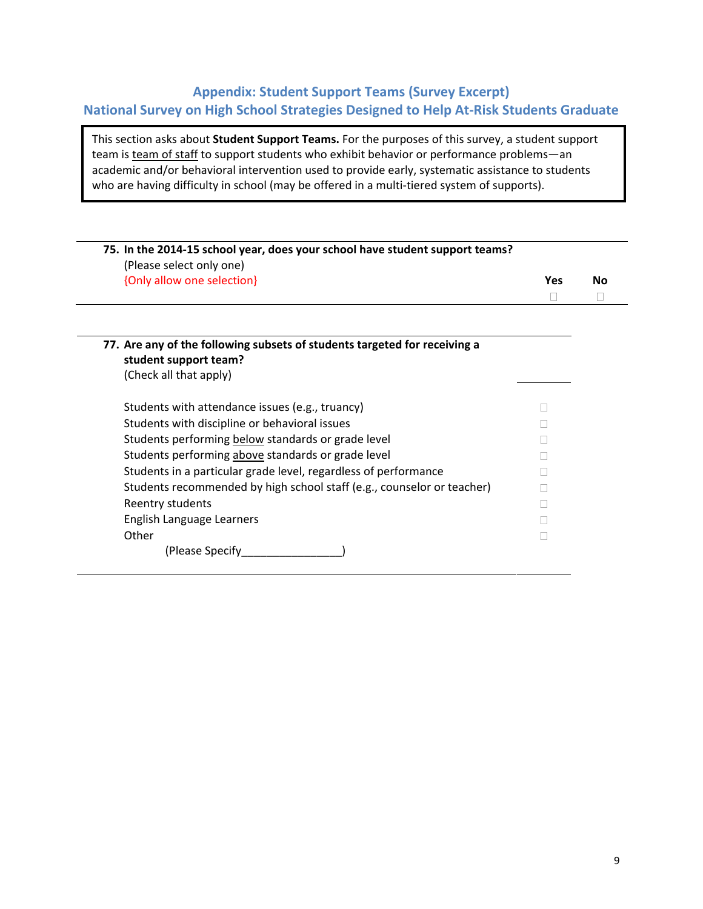## Appendix: Student Support Teams (Survey Excerpt)
## National Survey on High School Strategies Designed to Help At-Risk Students Graduate

This section asks about **Student Support Teams.** For the purposes of this survey, a student support team is team of staff to support students who exhibit behavior or performance problems—an academic and/or behavioral intervention used to provide early, systematic assistance to students who are having difficulty in school (may be offered in a multi-tiered system of supports).

**75. In the 2014-15 school year, does your school have student support teams?**
(Please select only one)
{Only allow one selection}

| Yes | No |
|---|---|
| ☐ | ☐ |

**77. Are any of the following subsets of students targeted for receiving a student support team?**
(Check all that apply)

| | |
|---|---|
| Students with attendance issues (e.g., truancy) | ☐ |
| Students with discipline or behavioral issues | ☐ |
| Students performing below standards or grade level | ☐ |
| Students performing above standards or grade level | ☐ |
| Students in a particular grade level, regardless of performance | ☐ |
| Students recommended by high school staff (e.g., counselor or teacher) | ☐ |
| Reentry students | ☐ |
| English Language Learners | ☐ |
| Other (Please Specify________________) | ☐ |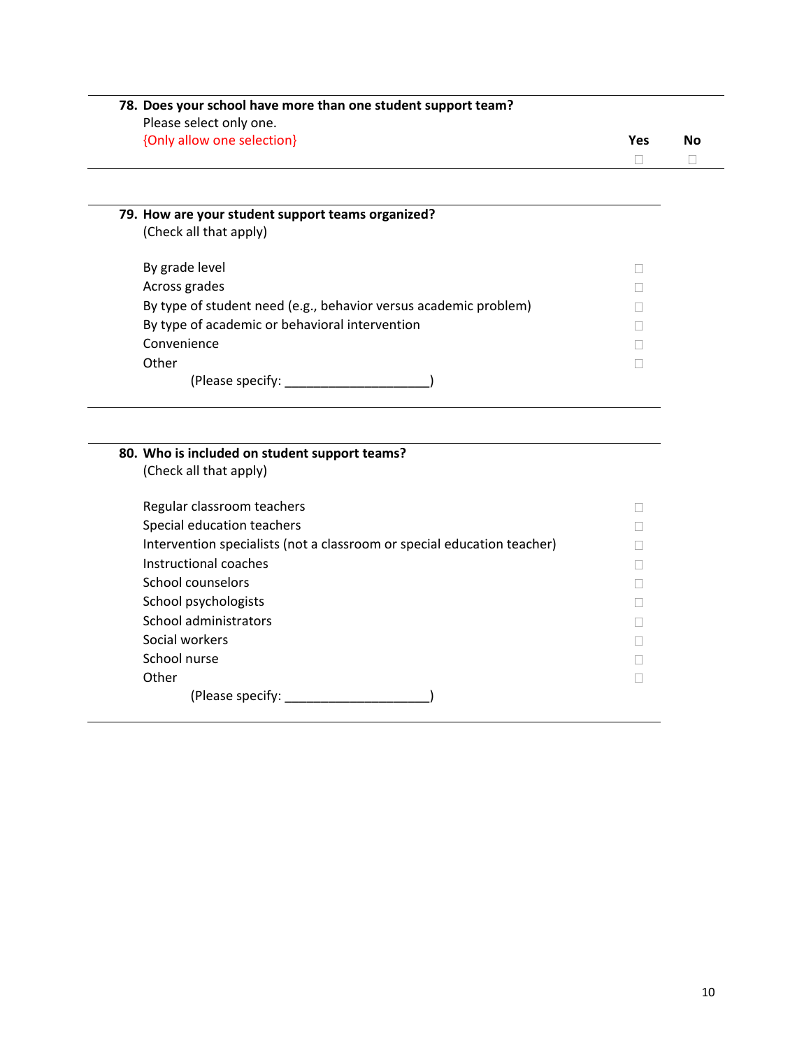**78. Does your school have more than one student support team?**

Please select only one.

{Only allow one selection}

| | Yes | No |
|---|---|---|
| | ☐ | ☐ |

---

**79. How are your student support teams organized?**

(Check all that apply)

| | |
|---|---|
| By grade level | ☐ |
| Across grades | ☐ |
| By type of student need (e.g., behavior versus academic problem) | ☐ |
| By type of academic or behavioral intervention | ☐ |
| Convenience | ☐ |
| Other | ☐ |

(Please specify: ____________________)

---

**80. Who is included on student support teams?**

(Check all that apply)

| | |
|---|---|
| Regular classroom teachers | ☐ |
| Special education teachers | ☐ |
| Intervention specialists (not a classroom or special education teacher) | ☐ |
| Instructional coaches | ☐ |
| School counselors | ☐ |
| School psychologists | ☐ |
| School administrators | ☐ |
| Social workers | ☐ |
| School nurse | ☐ |
| Other | ☐ |

(Please specify: ____________________)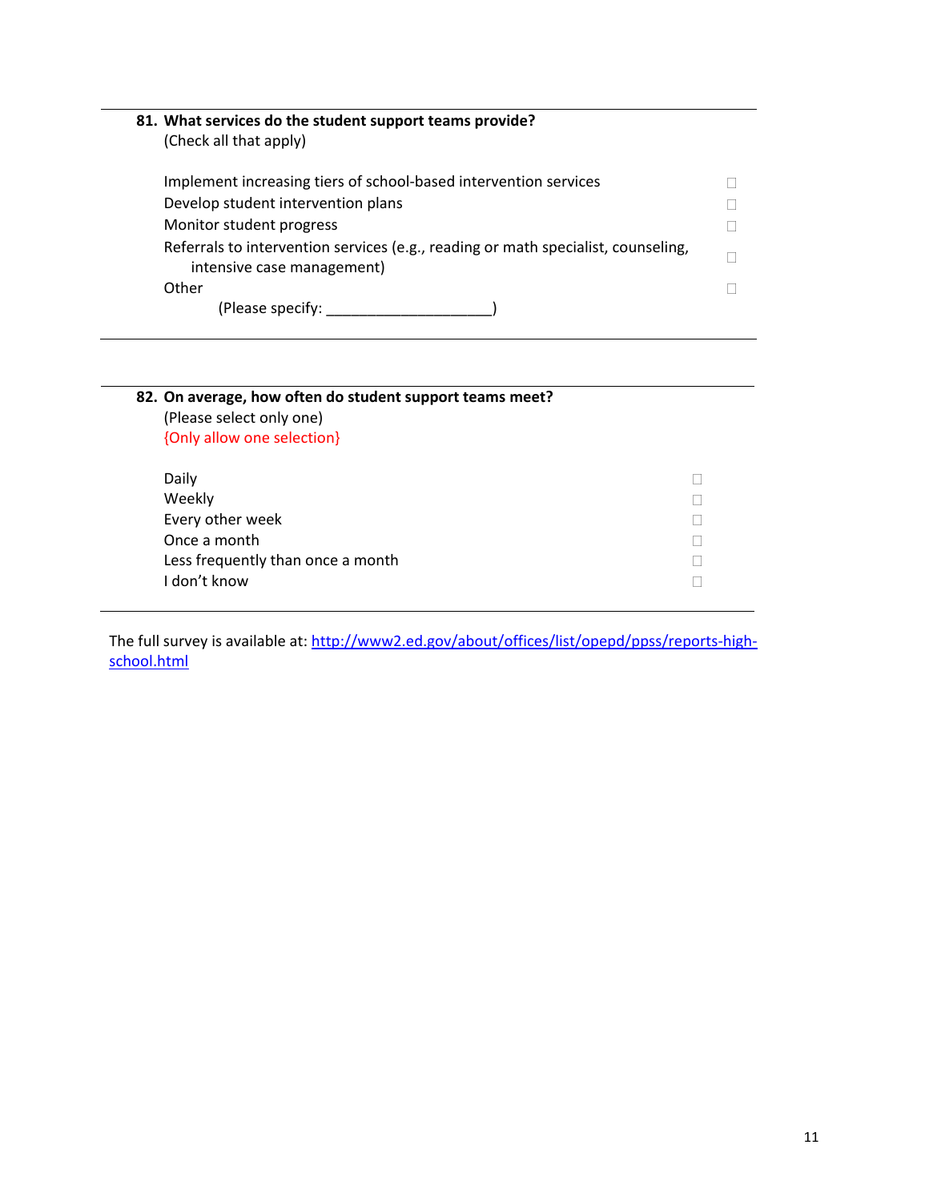**81. What services do the student support teams provide?**
(Check all that apply)

- Implement increasing tiers of school-based intervention services ☐
- Develop student intervention plans ☐
- Monitor student progress ☐
- Referrals to intervention services (e.g., reading or math specialist, counseling, intensive case management) ☐
- Other ☐
  (Please specify: ____________________)

---

**82. On average, how often do student support teams meet?**
(Please select only one)
{Only allow one selection}

- Daily ☐
- Weekly ☐
- Every other week ☐
- Once a month ☐
- Less frequently than once a month ☐
- I don't know ☐

---

The full survey is available at: [http://www2.ed.gov/about/offices/list/opepd/ppss/reports-high-school.html](http://www2.ed.gov/about/offices/list/opepd/ppss/reports-high-school.html)